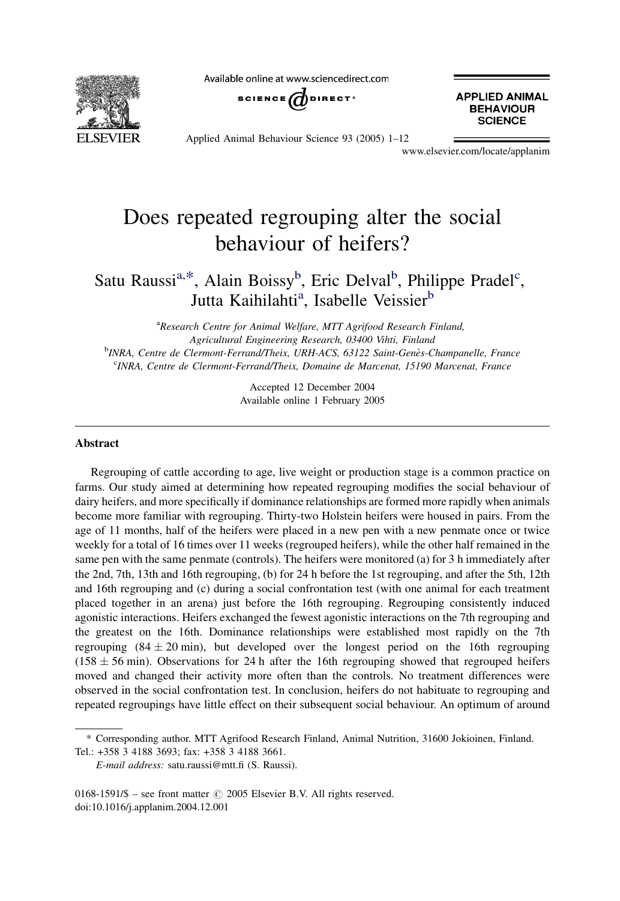# Does repeated regrouping alter the social behaviour of heifers?

Satu Raussi[a,*], Alain Boissy[b], Eric Delval[b], Philippe Pradel[c], Jutta Kaihilahti[a], Isabelle Veissier[b]

[a]Research Centre for Animal Welfare, MTT Agrifood Research Finland, Agricultural Engineering Research, 03400 Vihti, Finland

[b]INRA, Centre de Clermont-Ferrand/Theix, URH-ACS, 63122 Saint-Genès-Champanelle, France

[c]INRA, Centre de Clermont-Ferrand/Theix, Domaine de Marcenat, 15190 Marcenat, France

Accepted 12 December 2004

Available online 1 February 2005

## Abstract

Regrouping of cattle according to age, live weight or production stage is a common practice on farms. Our study aimed at determining how repeated regrouping modifies the social behaviour of dairy heifers, and more specifically if dominance relationships are formed more rapidly when animals become more familiar with regrouping. Thirty-two Holstein heifers were housed in pairs. From the age of 11 months, half of the heifers were placed in a new pen with a new penmate once or twice weekly for a total of 16 times over 11 weeks (regrouped heifers), while the other half remained in the same pen with the same penmate (controls). The heifers were monitored (a) for 3 h immediately after the 2nd, 7th, 13th and 16th regrouping, (b) for 24 h before the 1st regrouping, and after the 5th, 12th and 16th regrouping and (c) during a social confrontation test (with one animal for each treatment placed together in an arena) just before the 16th regrouping. Regrouping consistently induced agonistic interactions. Heifers exchanged the fewest agonistic interactions on the 7th regrouping and the greatest on the 16th. Dominance relationships were established most rapidly on the 7th regrouping ($84 \pm 20$ min), but developed over the longest period on the 16th regrouping ($158 \pm 56$ min). Observations for 24 h after the 16th regrouping showed that regrouped heifers moved and changed their activity more often than the controls. No treatment differences were observed in the social confrontation test. In conclusion, heifers do not habituate to regrouping and repeated regroupings have little effect on their subsequent social behaviour. An optimum of around

\* Corresponding author. MTT Agrifood Research Finland, Animal Nutrition, 31600 Jokioinen, Finland. Tel.: +358 3 4188 3693; fax: +358 3 4188 3661.

*E-mail address:* satu.raussi@mtt.fi (S. Raussi).

0168-1591/$ – see front matter © 2005 Elsevier B.V. All rights reserved.

doi:10.1016/j.applanim.2004.12.001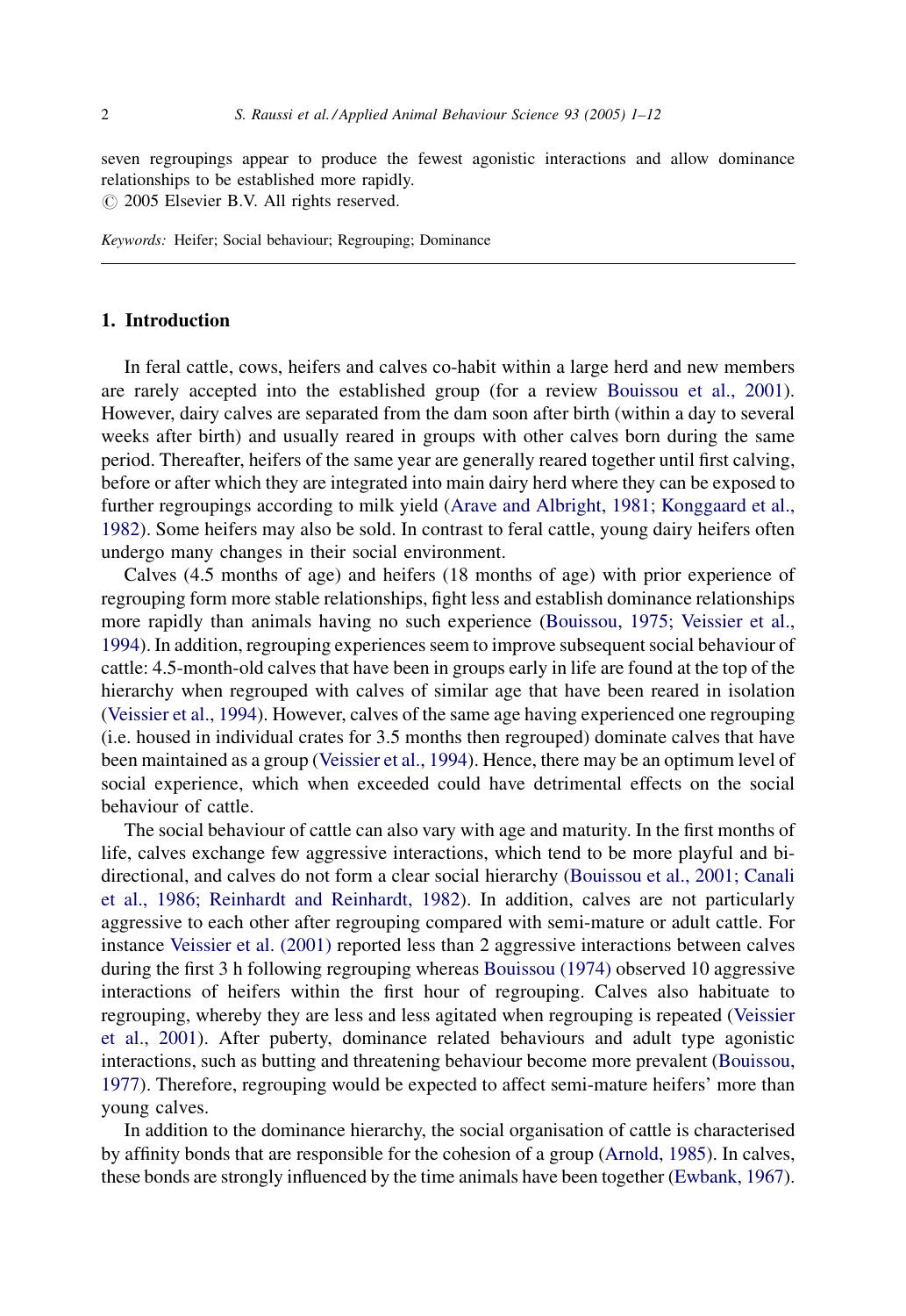seven regroupings appear to produce the fewest agonistic interactions and allow dominance relationships to be established more rapidly.
© 2005 Elsevier B.V. All rights reserved.

*Keywords:* Heifer; Social behaviour; Regrouping; Dominance

## 1. Introduction

In feral cattle, cows, heifers and calves co-habit within a large herd and new members are rarely accepted into the established group (for a review Bouissou et al., 2001). However, dairy calves are separated from the dam soon after birth (within a day to several weeks after birth) and usually reared in groups with other calves born during the same period. Thereafter, heifers of the same year are generally reared together until first calving, before or after which they are integrated into main dairy herd where they can be exposed to further regroupings according to milk yield (Arave and Albright, 1981; Konggaard et al., 1982). Some heifers may also be sold. In contrast to feral cattle, young dairy heifers often undergo many changes in their social environment.

Calves (4.5 months of age) and heifers (18 months of age) with prior experience of regrouping form more stable relationships, fight less and establish dominance relationships more rapidly than animals having no such experience (Bouissou, 1975; Veissier et al., 1994). In addition, regrouping experiences seem to improve subsequent social behaviour of cattle: 4.5-month-old calves that have been in groups early in life are found at the top of the hierarchy when regrouped with calves of similar age that have been reared in isolation (Veissier et al., 1994). However, calves of the same age having experienced one regrouping (i.e. housed in individual crates for 3.5 months then regrouped) dominate calves that have been maintained as a group (Veissier et al., 1994). Hence, there may be an optimum level of social experience, which when exceeded could have detrimental effects on the social behaviour of cattle.

The social behaviour of cattle can also vary with age and maturity. In the first months of life, calves exchange few aggressive interactions, which tend to be more playful and bi-directional, and calves do not form a clear social hierarchy (Bouissou et al., 2001; Canali et al., 1986; Reinhardt and Reinhardt, 1982). In addition, calves are not particularly aggressive to each other after regrouping compared with semi-mature or adult cattle. For instance Veissier et al. (2001) reported less than 2 aggressive interactions between calves during the first 3 h following regrouping whereas Bouissou (1974) observed 10 aggressive interactions of heifers within the first hour of regrouping. Calves also habituate to regrouping, whereby they are less and less agitated when regrouping is repeated (Veissier et al., 2001). After puberty, dominance related behaviours and adult type agonistic interactions, such as butting and threatening behaviour become more prevalent (Bouissou, 1977). Therefore, regrouping would be expected to affect semi-mature heifers' more than young calves.

In addition to the dominance hierarchy, the social organisation of cattle is characterised by affinity bonds that are responsible for the cohesion of a group (Arnold, 1985). In calves, these bonds are strongly influenced by the time animals have been together (Ewbank, 1967).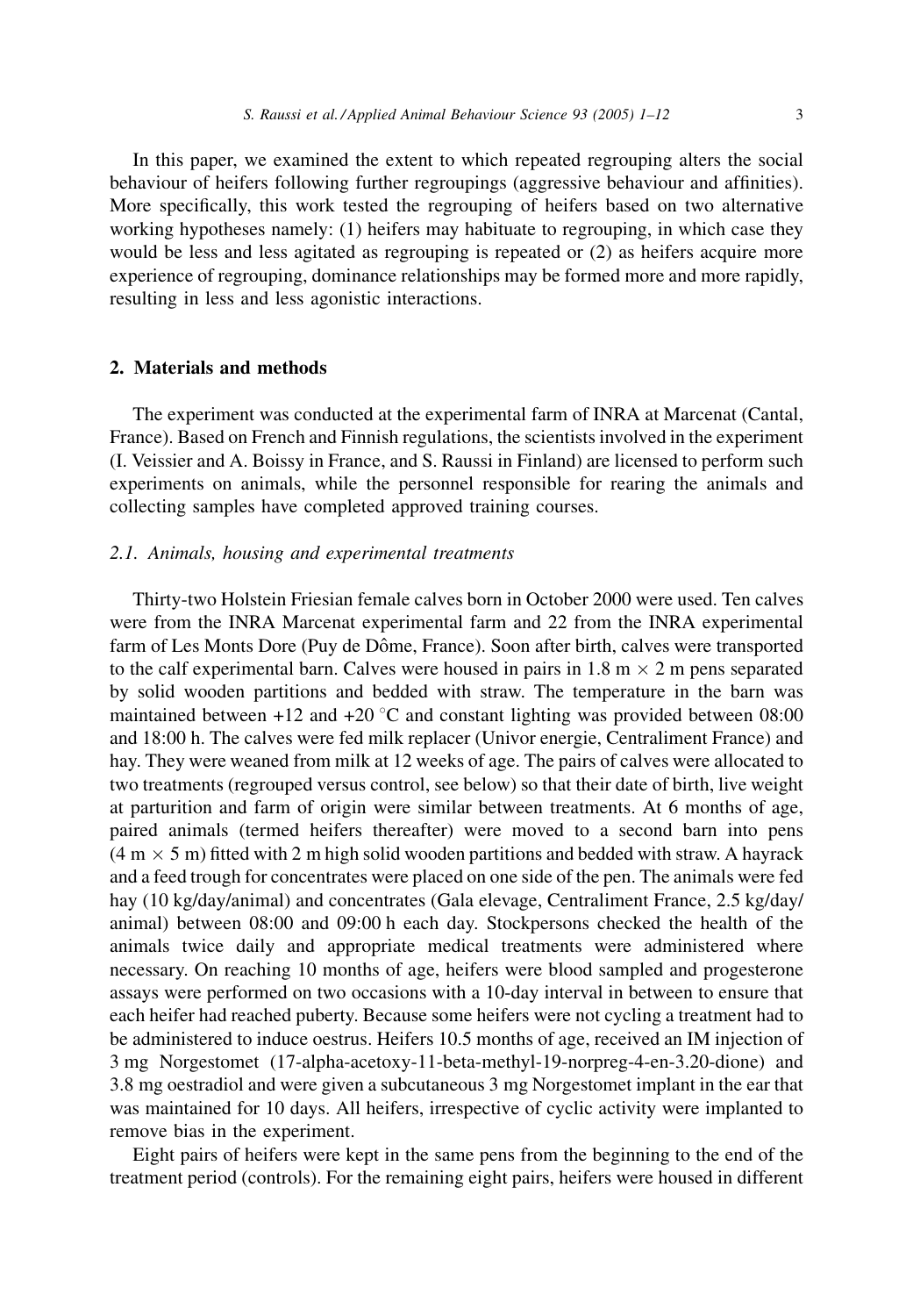In this paper, we examined the extent to which repeated regrouping alters the social behaviour of heifers following further regroupings (aggressive behaviour and affinities). More specifically, this work tested the regrouping of heifers based on two alternative working hypotheses namely: (1) heifers may habituate to regrouping, in which case they would be less and less agitated as regrouping is repeated or (2) as heifers acquire more experience of regrouping, dominance relationships may be formed more and more rapidly, resulting in less and less agonistic interactions.

## 2. Materials and methods

The experiment was conducted at the experimental farm of INRA at Marcenat (Cantal, France). Based on French and Finnish regulations, the scientists involved in the experiment (I. Veissier and A. Boissy in France, and S. Raussi in Finland) are licensed to perform such experiments on animals, while the personnel responsible for rearing the animals and collecting samples have completed approved training courses.

### *2.1. Animals, housing and experimental treatments*

Thirty-two Holstein Friesian female calves born in October 2000 were used. Ten calves were from the INRA Marcenat experimental farm and 22 from the INRA experimental farm of Les Monts Dore (Puy de Dôme, France). Soon after birth, calves were transported to the calf experimental barn. Calves were housed in pairs in 1.8 m × 2 m pens separated by solid wooden partitions and bedded with straw. The temperature in the barn was maintained between +12 and +20 °C and constant lighting was provided between 08:00 and 18:00 h. The calves were fed milk replacer (Univor energie, Centraliment France) and hay. They were weaned from milk at 12 weeks of age. The pairs of calves were allocated to two treatments (regrouped versus control, see below) so that their date of birth, live weight at parturition and farm of origin were similar between treatments. At 6 months of age, paired animals (termed heifers thereafter) were moved to a second barn into pens (4 m × 5 m) fitted with 2 m high solid wooden partitions and bedded with straw. A hayrack and a feed trough for concentrates were placed on one side of the pen. The animals were fed hay (10 kg/day/animal) and concentrates (Gala elevage, Centraliment France, 2.5 kg/day/animal) between 08:00 and 09:00 h each day. Stockpersons checked the health of the animals twice daily and appropriate medical treatments were administered where necessary. On reaching 10 months of age, heifers were blood sampled and progesterone assays were performed on two occasions with a 10-day interval in between to ensure that each heifer had reached puberty. Because some heifers were not cycling a treatment had to be administered to induce oestrus. Heifers 10.5 months of age, received an IM injection of 3 mg Norgestomet (17-alpha-acetoxy-11-beta-methyl-19-norpreg-4-en-3.20-dione) and 3.8 mg oestradiol and were given a subcutaneous 3 mg Norgestomet implant in the ear that was maintained for 10 days. All heifers, irrespective of cyclic activity were implanted to remove bias in the experiment.

Eight pairs of heifers were kept in the same pens from the beginning to the end of the treatment period (controls). For the remaining eight pairs, heifers were housed in different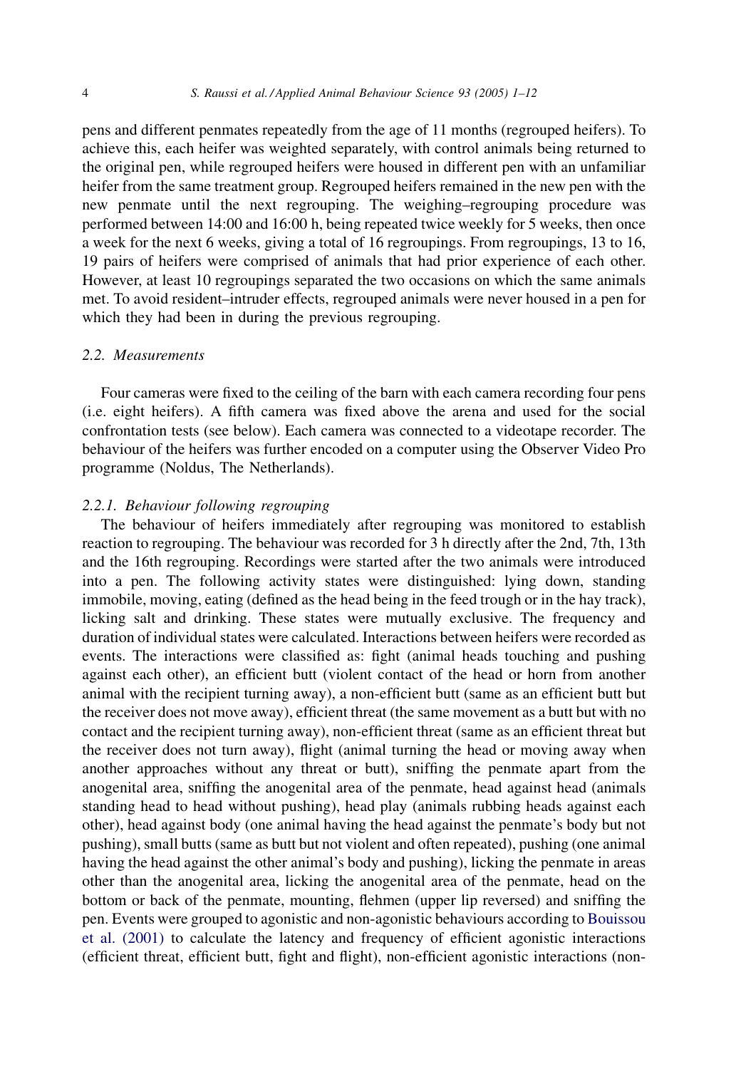pens and different penmates repeatedly from the age of 11 months (regrouped heifers). To achieve this, each heifer was weighted separately, with control animals being returned to the original pen, while regrouped heifers were housed in different pen with an unfamiliar heifer from the same treatment group. Regrouped heifers remained in the new pen with the new penmate until the next regrouping. The weighing–regrouping procedure was performed between 14:00 and 16:00 h, being repeated twice weekly for 5 weeks, then once a week for the next 6 weeks, giving a total of 16 regroupings. From regroupings, 13 to 16, 19 pairs of heifers were comprised of animals that had prior experience of each other. However, at least 10 regroupings separated the two occasions on which the same animals met. To avoid resident–intruder effects, regrouped animals were never housed in a pen for which they had been in during the previous regrouping.

### 2.2. Measurements

Four cameras were fixed to the ceiling of the barn with each camera recording four pens (i.e. eight heifers). A fifth camera was fixed above the arena and used for the social confrontation tests (see below). Each camera was connected to a videotape recorder. The behaviour of the heifers was further encoded on a computer using the Observer Video Pro programme (Noldus, The Netherlands).

#### 2.2.1. Behaviour following regrouping

The behaviour of heifers immediately after regrouping was monitored to establish reaction to regrouping. The behaviour was recorded for 3 h directly after the 2nd, 7th, 13th and the 16th regrouping. Recordings were started after the two animals were introduced into a pen. The following activity states were distinguished: lying down, standing immobile, moving, eating (defined as the head being in the feed trough or in the hay track), licking salt and drinking. These states were mutually exclusive. The frequency and duration of individual states were calculated. Interactions between heifers were recorded as events. The interactions were classified as: fight (animal heads touching and pushing against each other), an efficient butt (violent contact of the head or horn from another animal with the recipient turning away), a non-efficient butt (same as an efficient butt but the receiver does not move away), efficient threat (the same movement as a butt but with no contact and the recipient turning away), non-efficient threat (same as an efficient threat but the receiver does not turn away), flight (animal turning the head or moving away when another approaches without any threat or butt), sniffing the penmate apart from the anogenital area, sniffing the anogenital area of the penmate, head against head (animals standing head to head without pushing), head play (animals rubbing heads against each other), head against body (one animal having the head against the penmate's body but not pushing), small butts (same as butt but not violent and often repeated), pushing (one animal having the head against the other animal's body and pushing), licking the penmate in areas other than the anogenital area, licking the anogenital area of the penmate, head on the bottom or back of the penmate, mounting, flehmen (upper lip reversed) and sniffing the pen. Events were grouped to agonistic and non-agonistic behaviours according to Bouissou et al. (2001) to calculate the latency and frequency of efficient agonistic interactions (efficient threat, efficient butt, fight and flight), non-efficient agonistic interactions (non-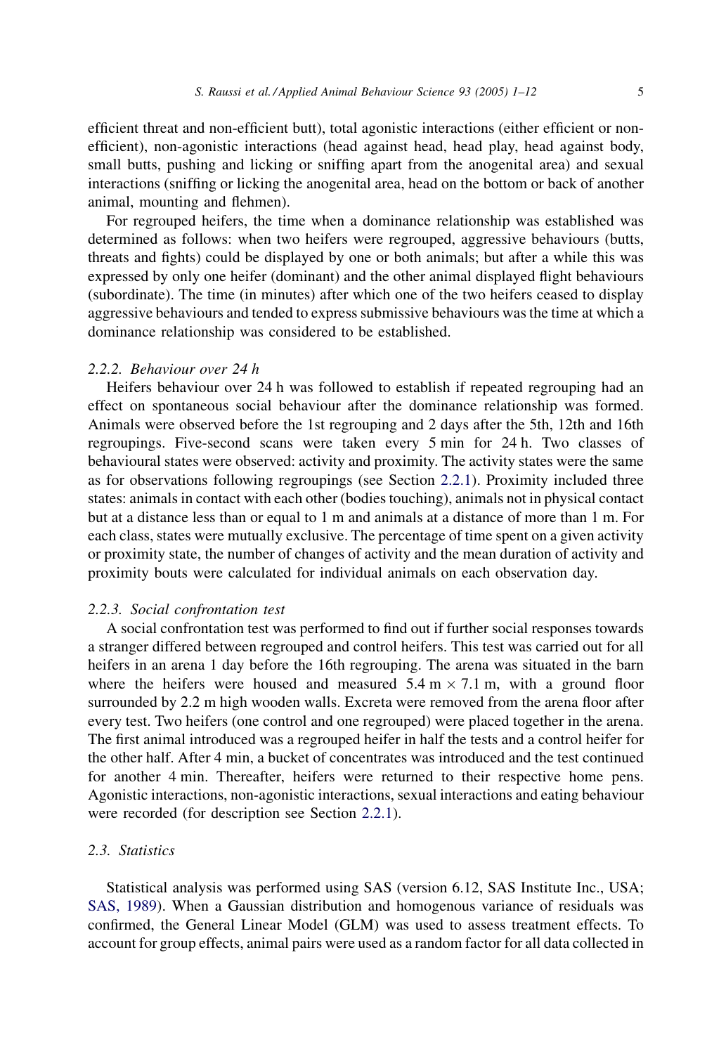efficient threat and non-efficient butt), total agonistic interactions (either efficient or non-efficient), non-agonistic interactions (head against head, head play, head against body, small butts, pushing and licking or sniffing apart from the anogenital area) and sexual interactions (sniffing or licking the anogenital area, head on the bottom or back of another animal, mounting and flehmen).

For regrouped heifers, the time when a dominance relationship was established was determined as follows: when two heifers were regrouped, aggressive behaviours (butts, threats and fights) could be displayed by one or both animals; but after a while this was expressed by only one heifer (dominant) and the other animal displayed flight behaviours (subordinate). The time (in minutes) after which one of the two heifers ceased to display aggressive behaviours and tended to express submissive behaviours was the time at which a dominance relationship was considered to be established.

### 2.2.2. Behaviour over 24 h

Heifers behaviour over 24 h was followed to establish if repeated regrouping had an effect on spontaneous social behaviour after the dominance relationship was formed. Animals were observed before the 1st regrouping and 2 days after the 5th, 12th and 16th regroupings. Five-second scans were taken every 5 min for 24 h. Two classes of behavioural states were observed: activity and proximity. The activity states were the same as for observations following regroupings (see Section 2.2.1). Proximity included three states: animals in contact with each other (bodies touching), animals not in physical contact but at a distance less than or equal to 1 m and animals at a distance of more than 1 m. For each class, states were mutually exclusive. The percentage of time spent on a given activity or proximity state, the number of changes of activity and the mean duration of activity and proximity bouts were calculated for individual animals on each observation day.

### 2.2.3. Social confrontation test

A social confrontation test was performed to find out if further social responses towards a stranger differed between regrouped and control heifers. This test was carried out for all heifers in an arena 1 day before the 16th regrouping. The arena was situated in the barn where the heifers were housed and measured $5.4\ \text{m} \times 7.1\ \text{m}$, with a ground floor surrounded by 2.2 m high wooden walls. Excreta were removed from the arena floor after every test. Two heifers (one control and one regrouped) were placed together in the arena. The first animal introduced was a regrouped heifer in half the tests and a control heifer for the other half. After 4 min, a bucket of concentrates was introduced and the test continued for another 4 min. Thereafter, heifers were returned to their respective home pens. Agonistic interactions, non-agonistic interactions, sexual interactions and eating behaviour were recorded (for description see Section 2.2.1).

## 2.3. Statistics

Statistical analysis was performed using SAS (version 6.12, SAS Institute Inc., USA; SAS, 1989). When a Gaussian distribution and homogenous variance of residuals was confirmed, the General Linear Model (GLM) was used to assess treatment effects. To account for group effects, animal pairs were used as a random factor for all data collected in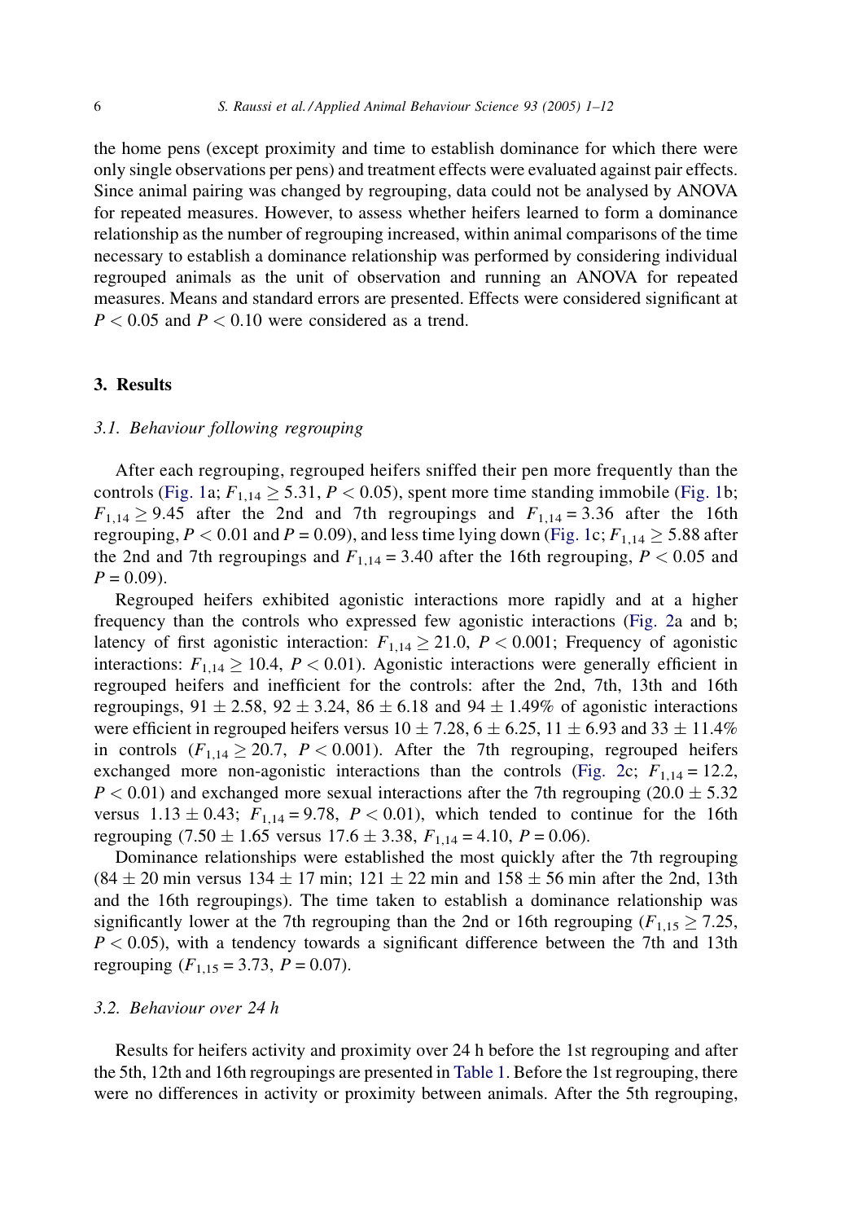the home pens (except proximity and time to establish dominance for which there were only single observations per pens) and treatment effects were evaluated against pair effects. Since animal pairing was changed by regrouping, data could not be analysed by ANOVA for repeated measures. However, to assess whether heifers learned to form a dominance relationship as the number of regrouping increased, within animal comparisons of the time necessary to establish a dominance relationship was performed by considering individual regrouped animals as the unit of observation and running an ANOVA for repeated measures. Means and standard errors are presented. Effects were considered significant at $P < 0.05$ and $P < 0.10$ were considered as a trend.

## 3. Results

### 3.1. Behaviour following regrouping

After each regrouping, regrouped heifers sniffed their pen more frequently than the controls (Fig. 1a; $F_{1,14} \geq 5.31$, $P < 0.05$), spent more time standing immobile (Fig. 1b; $F_{1,14} \geq 9.45$ after the 2nd and 7th regroupings and $F_{1,14} = 3.36$ after the 16th regrouping, $P < 0.01$ and $P = 0.09$), and less time lying down (Fig. 1c; $F_{1,14} \geq 5.88$ after the 2nd and 7th regroupings and $F_{1,14} = 3.40$ after the 16th regrouping, $P < 0.05$ and $P = 0.09$).

Regrouped heifers exhibited agonistic interactions more rapidly and at a higher frequency than the controls who expressed few agonistic interactions (Fig. 2a and b; latency of first agonistic interaction: $F_{1,14} \geq 21.0$, $P < 0.001$; Frequency of agonistic interactions: $F_{1,14} \geq 10.4$, $P < 0.01$). Agonistic interactions were generally efficient in regrouped heifers and inefficient for the controls: after the 2nd, 7th, 13th and 16th regroupings, $91 \pm 2.58$, $92 \pm 3.24$, $86 \pm 6.18$ and $94 \pm 1.49\%$ of agonistic interactions were efficient in regrouped heifers versus $10 \pm 7.28$, $6 \pm 6.25$, $11 \pm 6.93$ and $33 \pm 11.4\%$ in controls ($F_{1,14} \geq 20.7$, $P < 0.001$). After the 7th regrouping, regrouped heifers exchanged more non-agonistic interactions than the controls (Fig. 2c; $F_{1,14} = 12.2$, $P < 0.01$) and exchanged more sexual interactions after the 7th regrouping ($20.0 \pm 5.32$ versus $1.13 \pm 0.43$; $F_{1,14} = 9.78$, $P < 0.01$), which tended to continue for the 16th regrouping ($7.50 \pm 1.65$ versus $17.6 \pm 3.38$, $F_{1,14} = 4.10$, $P = 0.06$).

Dominance relationships were established the most quickly after the 7th regrouping ($84 \pm 20$ min versus $134 \pm 17$ min; $121 \pm 22$ min and $158 \pm 56$ min after the 2nd, 13th and the 16th regroupings). The time taken to establish a dominance relationship was significantly lower at the 7th regrouping than the 2nd or 16th regrouping ($F_{1,15} \geq 7.25$, $P < 0.05$), with a tendency towards a significant difference between the 7th and 13th regrouping ($F_{1,15} = 3.73$, $P = 0.07$).

### 3.2. Behaviour over 24 h

Results for heifers activity and proximity over 24 h before the 1st regrouping and after the 5th, 12th and 16th regroupings are presented in Table 1. Before the 1st regrouping, there were no differences in activity or proximity between animals. After the 5th regrouping,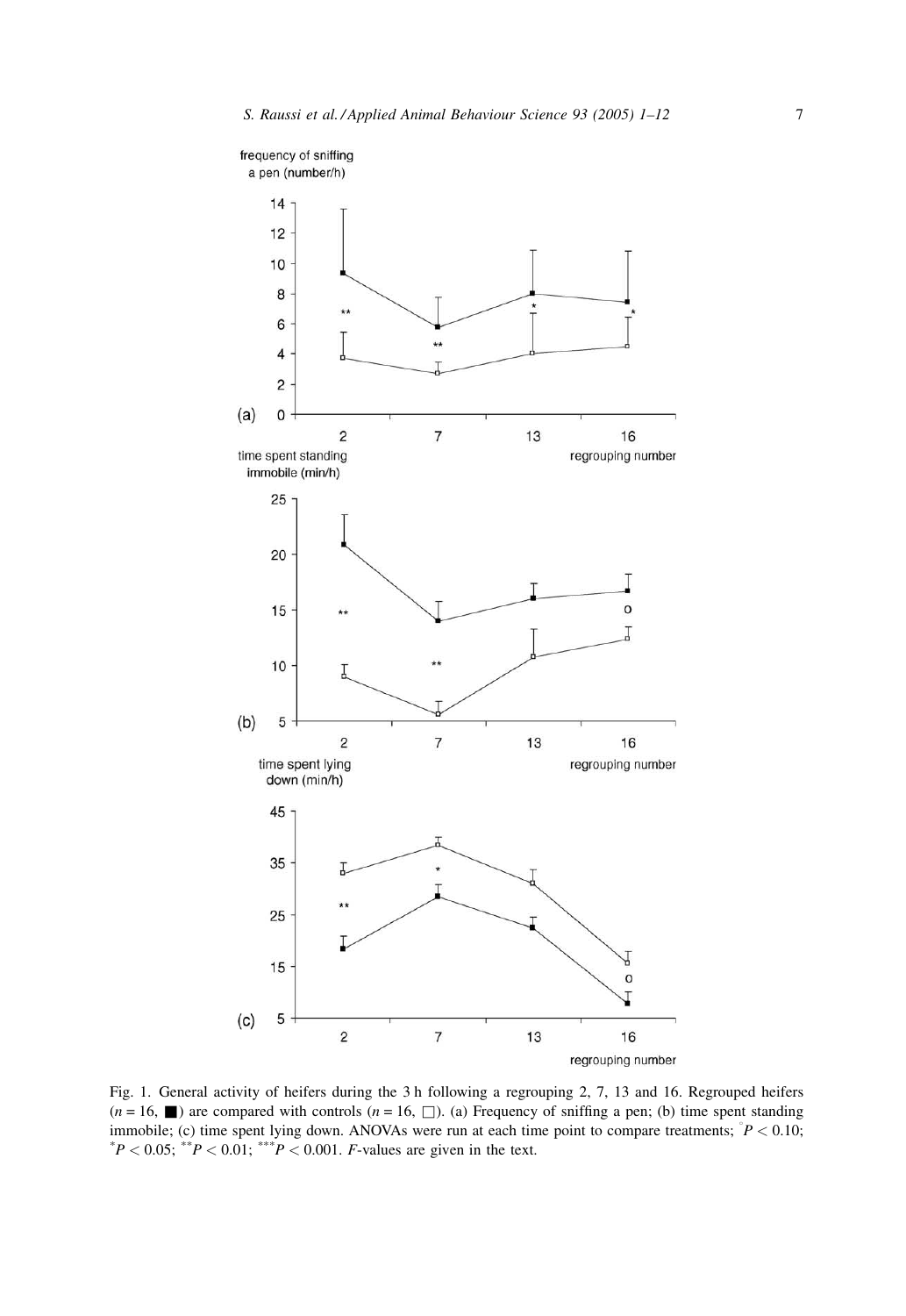Fig. 1. General activity of heifers during the 3 h following a regrouping 2, 7, 13 and 16. Regrouped heifers ($n = 16$, ■) are compared with controls ($n = 16$, □). (a) Frequency of sniffing a pen; (b) time spent standing immobile; (c) time spent lying down. ANOVAs were run at each time point to compare treatments; $^{\circ}P < 0.10$; $^{*}P < 0.05$; $^{**}P < 0.01$; $^{***}P < 0.001$. $F$-values are given in the text.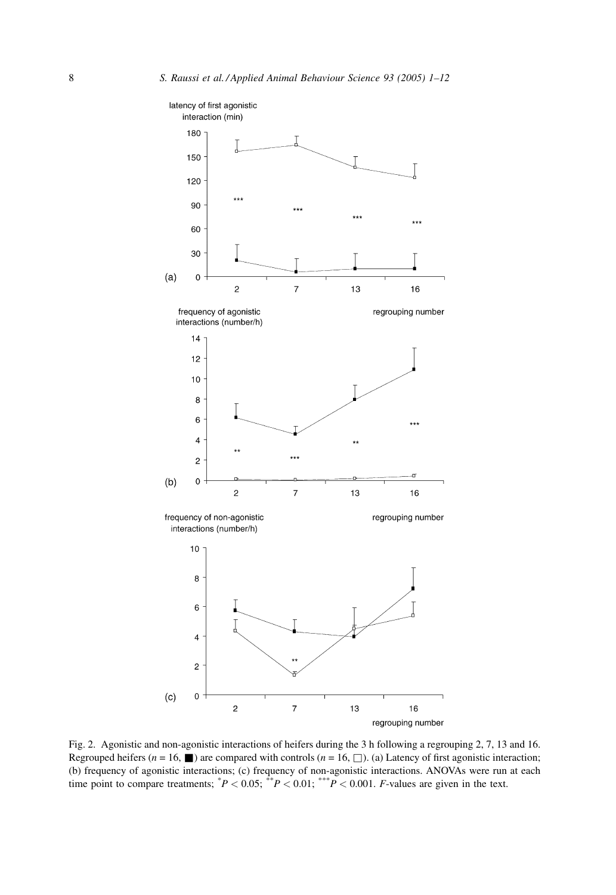Fig. 2. Agonistic and non-agonistic interactions of heifers during the 3 h following a regrouping 2, 7, 13 and 16. Regrouped heifers ($n = 16$, ■) are compared with controls ($n = 16$, □). (a) Latency of first agonistic interaction; (b) frequency of agonistic interactions; (c) frequency of non-agonistic interactions. ANOVAs were run at each time point to compare treatments; $^{*}P < 0.05$; $^{**}P < 0.01$; $^{***}P < 0.001$. $F$-values are given in the text.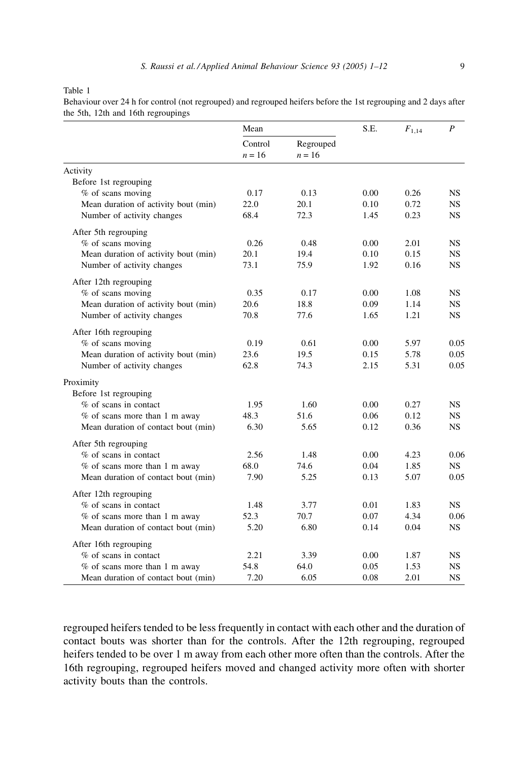Table 1

Behaviour over 24 h for control (not regrouped) and regrouped heifers before the 1st regrouping and 2 days after the 5th, 12th and 16th regroupings

| | Mean | | S.E. | $F_{1,14}$ | $P$ |
|---|---|---|---|---|---|
| | Control $n = 16$ | Regrouped $n = 16$ | | | |
| **Activity** | | | | | |
| Before 1st regrouping | | | | | |
| % of scans moving | 0.17 | 0.13 | 0.00 | 0.26 | NS |
| Mean duration of activity bout (min) | 22.0 | 20.1 | 0.10 | 0.72 | NS |
| Number of activity changes | 68.4 | 72.3 | 1.45 | 0.23 | NS |
| After 5th regrouping | | | | | |
| % of scans moving | 0.26 | 0.48 | 0.00 | 2.01 | NS |
| Mean duration of activity bout (min) | 20.1 | 19.4 | 0.10 | 0.15 | NS |
| Number of activity changes | 73.1 | 75.9 | 1.92 | 0.16 | NS |
| After 12th regrouping | | | | | |
| % of scans moving | 0.35 | 0.17 | 0.00 | 1.08 | NS |
| Mean duration of activity bout (min) | 20.6 | 18.8 | 0.09 | 1.14 | NS |
| Number of activity changes | 70.8 | 77.6 | 1.65 | 1.21 | NS |
| After 16th regrouping | | | | | |
| % of scans moving | 0.19 | 0.61 | 0.00 | 5.97 | 0.05 |
| Mean duration of activity bout (min) | 23.6 | 19.5 | 0.15 | 5.78 | 0.05 |
| Number of activity changes | 62.8 | 74.3 | 2.15 | 5.31 | 0.05 |
| **Proximity** | | | | | |
| Before 1st regrouping | | | | | |
| % of scans in contact | 1.95 | 1.60 | 0.00 | 0.27 | NS |
| % of scans more than 1 m away | 48.3 | 51.6 | 0.06 | 0.12 | NS |
| Mean duration of contact bout (min) | 6.30 | 5.65 | 0.12 | 0.36 | NS |
| After 5th regrouping | | | | | |
| % of scans in contact | 2.56 | 1.48 | 0.00 | 4.23 | 0.06 |
| % of scans more than 1 m away | 68.0 | 74.6 | 0.04 | 1.85 | NS |
| Mean duration of contact bout (min) | 7.90 | 5.25 | 0.13 | 5.07 | 0.05 |
| After 12th regrouping | | | | | |
| % of scans in contact | 1.48 | 3.77 | 0.01 | 1.83 | NS |
| % of scans more than 1 m away | 52.3 | 70.7 | 0.07 | 4.34 | 0.06 |
| Mean duration of contact bout (min) | 5.20 | 6.80 | 0.14 | 0.04 | NS |
| After 16th regrouping | | | | | |
| % of scans in contact | 2.21 | 3.39 | 0.00 | 1.87 | NS |
| % of scans more than 1 m away | 54.8 | 64.0 | 0.05 | 1.53 | NS |
| Mean duration of contact bout (min) | 7.20 | 6.05 | 0.08 | 2.01 | NS |

regrouped heifers tended to be less frequently in contact with each other and the duration of contact bouts was shorter than for the controls. After the 12th regrouping, regrouped heifers tended to be over 1 m away from each other more often than the controls. After the 16th regrouping, regrouped heifers moved and changed activity more often with shorter activity bouts than the controls.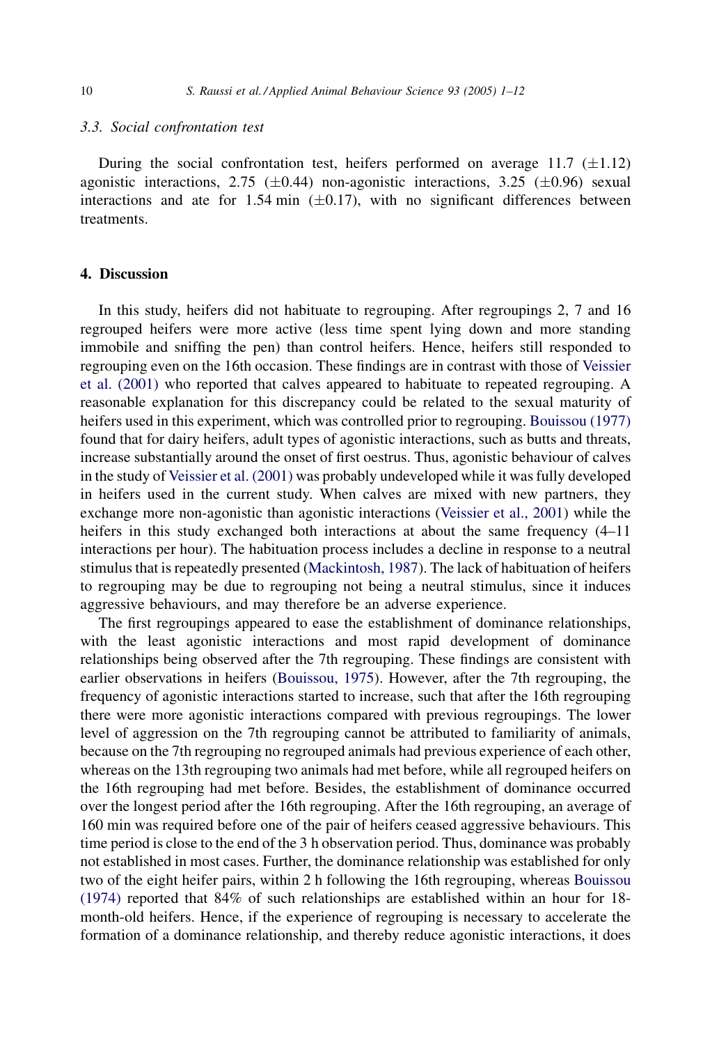### 3.3. Social confrontation test

During the social confrontation test, heifers performed on average 11.7 (±1.12) agonistic interactions, 2.75 (±0.44) non-agonistic interactions, 3.25 (±0.96) sexual interactions and ate for 1.54 min (±0.17), with no significant differences between treatments.

## 4. Discussion

In this study, heifers did not habituate to regrouping. After regroupings 2, 7 and 16 regrouped heifers were more active (less time spent lying down and more standing immobile and sniffing the pen) than control heifers. Hence, heifers still responded to regrouping even on the 16th occasion. These findings are in contrast with those of Veissier et al. (2001) who reported that calves appeared to habituate to repeated regrouping. A reasonable explanation for this discrepancy could be related to the sexual maturity of heifers used in this experiment, which was controlled prior to regrouping. Bouissou (1977) found that for dairy heifers, adult types of agonistic interactions, such as butts and threats, increase substantially around the onset of first oestrus. Thus, agonistic behaviour of calves in the study of Veissier et al. (2001) was probably undeveloped while it was fully developed in heifers used in the current study. When calves are mixed with new partners, they exchange more non-agonistic than agonistic interactions (Veissier et al., 2001) while the heifers in this study exchanged both interactions at about the same frequency (4–11 interactions per hour). The habituation process includes a decline in response to a neutral stimulus that is repeatedly presented (Mackintosh, 1987). The lack of habituation of heifers to regrouping may be due to regrouping not being a neutral stimulus, since it induces aggressive behaviours, and may therefore be an adverse experience.

The first regroupings appeared to ease the establishment of dominance relationships, with the least agonistic interactions and most rapid development of dominance relationships being observed after the 7th regrouping. These findings are consistent with earlier observations in heifers (Bouissou, 1975). However, after the 7th regrouping, the frequency of agonistic interactions started to increase, such that after the 16th regrouping there were more agonistic interactions compared with previous regroupings. The lower level of aggression on the 7th regrouping cannot be attributed to familiarity of animals, because on the 7th regrouping no regrouped animals had previous experience of each other, whereas on the 13th regrouping two animals had met before, while all regrouped heifers on the 16th regrouping had met before. Besides, the establishment of dominance occurred over the longest period after the 16th regrouping. After the 16th regrouping, an average of 160 min was required before one of the pair of heifers ceased aggressive behaviours. This time period is close to the end of the 3 h observation period. Thus, dominance was probably not established in most cases. Further, the dominance relationship was established for only two of the eight heifer pairs, within 2 h following the 16th regrouping, whereas Bouissou (1974) reported that 84% of such relationships are established within an hour for 18-month-old heifers. Hence, if the experience of regrouping is necessary to accelerate the formation of a dominance relationship, and thereby reduce agonistic interactions, it does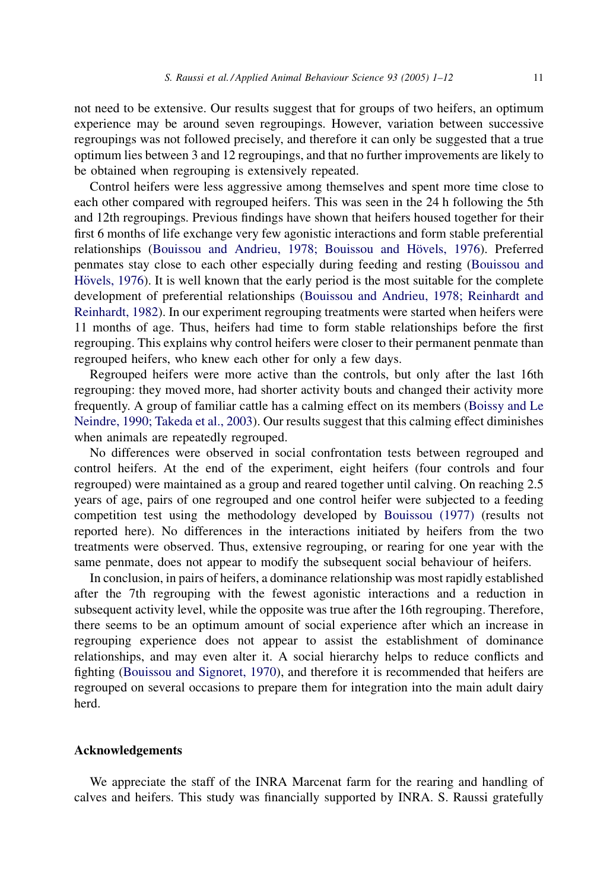not need to be extensive. Our results suggest that for groups of two heifers, an optimum experience may be around seven regroupings. However, variation between successive regroupings was not followed precisely, and therefore it can only be suggested that a true optimum lies between 3 and 12 regroupings, and that no further improvements are likely to be obtained when regrouping is extensively repeated.

Control heifers were less aggressive among themselves and spent more time close to each other compared with regrouped heifers. This was seen in the 24 h following the 5th and 12th regroupings. Previous findings have shown that heifers housed together for their first 6 months of life exchange very few agonistic interactions and form stable preferential relationships (Bouissou and Andrieu, 1978; Bouissou and Hövels, 1976). Preferred penmates stay close to each other especially during feeding and resting (Bouissou and Hövels, 1976). It is well known that the early period is the most suitable for the complete development of preferential relationships (Bouissou and Andrieu, 1978; Reinhardt and Reinhardt, 1982). In our experiment regrouping treatments were started when heifers were 11 months of age. Thus, heifers had time to form stable relationships before the first regrouping. This explains why control heifers were closer to their permanent penmate than regrouped heifers, who knew each other for only a few days.

Regrouped heifers were more active than the controls, but only after the last 16th regrouping: they moved more, had shorter activity bouts and changed their activity more frequently. A group of familiar cattle has a calming effect on its members (Boissy and Le Neindre, 1990; Takeda et al., 2003). Our results suggest that this calming effect diminishes when animals are repeatedly regrouped.

No differences were observed in social confrontation tests between regrouped and control heifers. At the end of the experiment, eight heifers (four controls and four regrouped) were maintained as a group and reared together until calving. On reaching 2.5 years of age, pairs of one regrouped and one control heifer were subjected to a feeding competition test using the methodology developed by Bouissou (1977) (results not reported here). No differences in the interactions initiated by heifers from the two treatments were observed. Thus, extensive regrouping, or rearing for one year with the same penmate, does not appear to modify the subsequent social behaviour of heifers.

In conclusion, in pairs of heifers, a dominance relationship was most rapidly established after the 7th regrouping with the fewest agonistic interactions and a reduction in subsequent activity level, while the opposite was true after the 16th regrouping. Therefore, there seems to be an optimum amount of social experience after which an increase in regrouping experience does not appear to assist the establishment of dominance relationships, and may even alter it. A social hierarchy helps to reduce conflicts and fighting (Bouissou and Signoret, 1970), and therefore it is recommended that heifers are regrouped on several occasions to prepare them for integration into the main adult dairy herd.

## Acknowledgements

We appreciate the staff of the INRA Marcenat farm for the rearing and handling of calves and heifers. This study was financially supported by INRA. S. Raussi gratefully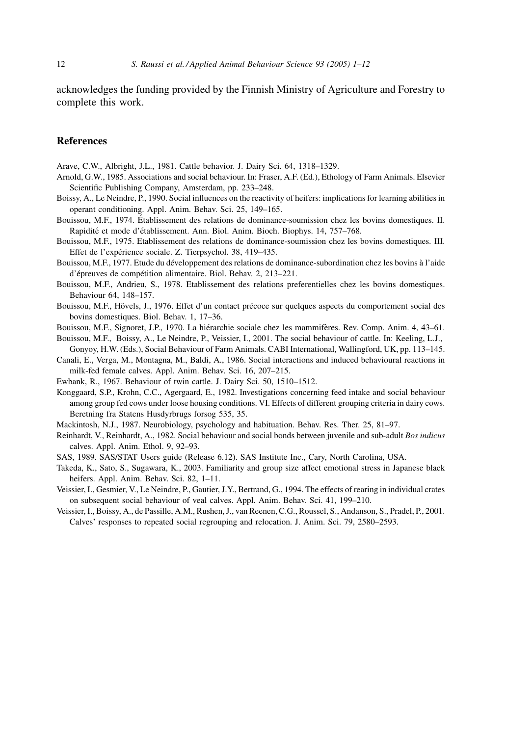acknowledges the funding provided by the Finnish Ministry of Agriculture and Forestry to complete this work.

## References

Arave, C.W., Albright, J.L., 1981. Cattle behavior. J. Dairy Sci. 64, 1318–1329.

Arnold, G.W., 1985. Associations and social behaviour. In: Fraser, A.F. (Ed.), Ethology of Farm Animals. Elsevier Scientific Publishing Company, Amsterdam, pp. 233–248.

Boissy, A., Le Neindre, P., 1990. Social influences on the reactivity of heifers: implications for learning abilities in operant conditioning. Appl. Anim. Behav. Sci. 25, 149–165.

Bouissou, M.F., 1974. Établissement des relations de dominance-soumission chez les bovins domestiques. II. Rapidité et mode d'établissement. Ann. Biol. Anim. Bioch. Biophys. 14, 757–768.

Bouissou, M.F., 1975. Etablissement des relations de dominance-soumission chez les bovins domestiques. III. Effet de l'expérience sociale. Z. Tierpsychol. 38, 419–435.

Bouissou, M.F., 1977. Etude du développement des relations de dominance-subordination chez les bovins à l'aide d'épreuves de compétition alimentaire. Biol. Behav. 2, 213–221.

Bouissou, M.F., Andrieu, S., 1978. Etablissement des relations preferentielles chez les bovins domestiques. Behaviour 64, 148–157.

Bouissou, M.F., Hövels, J., 1976. Effet d'un contact précoce sur quelques aspects du comportement social des bovins domestiques. Biol. Behav. 1, 17–36.

Bouissou, M.F., Signoret, J.P., 1970. La hiérarchie sociale chez les mammifères. Rev. Comp. Anim. 4, 43–61.

Bouissou, M.F., Boissy, A., Le Neindre, P., Veissier, I., 2001. The social behaviour of cattle. In: Keeling, L.J., Gonyoy, H.W. (Eds.), Social Behaviour of Farm Animals. CABI International, Wallingford, UK, pp. 113–145.

Canali, E., Verga, M., Montagna, M., Baldi, A., 1986. Social interactions and induced behavioural reactions in milk-fed female calves. Appl. Anim. Behav. Sci. 16, 207–215.

Ewbank, R., 1967. Behaviour of twin cattle. J. Dairy Sci. 50, 1510–1512.

Konggaard, S.P., Krohn, C.C., Agergaard, E., 1982. Investigations concerning feed intake and social behaviour among group fed cows under loose housing conditions. VI. Effects of different grouping criteria in dairy cows. Beretning fra Statens Husdyrbrugs forsog 535, 35.

Mackintosh, N.J., 1987. Neurobiology, psychology and habituation. Behav. Res. Ther. 25, 81–97.

Reinhardt, V., Reinhardt, A., 1982. Social behaviour and social bonds between juvenile and sub-adult *Bos indicus* calves. Appl. Anim. Ethol. 9, 92–93.

SAS, 1989. SAS/STAT Users guide (Release 6.12). SAS Institute Inc., Cary, North Carolina, USA.

Takeda, K., Sato, S., Sugawara, K., 2003. Familiarity and group size affect emotional stress in Japanese black heifers. Appl. Anim. Behav. Sci. 82, 1–11.

Veissier, I., Gesmier, V., Le Neindre, P., Gautier, J.Y., Bertrand, G., 1994. The effects of rearing in individual crates on subsequent social behaviour of veal calves. Appl. Anim. Behav. Sci. 41, 199–210.

Veissier, I., Boissy, A., de Passille, A.M., Rushen, J., van Reenen, C.G., Roussel, S., Andanson, S., Pradel, P., 2001. Calves' responses to repeated social regrouping and relocation. J. Anim. Sci. 79, 2580–2593.